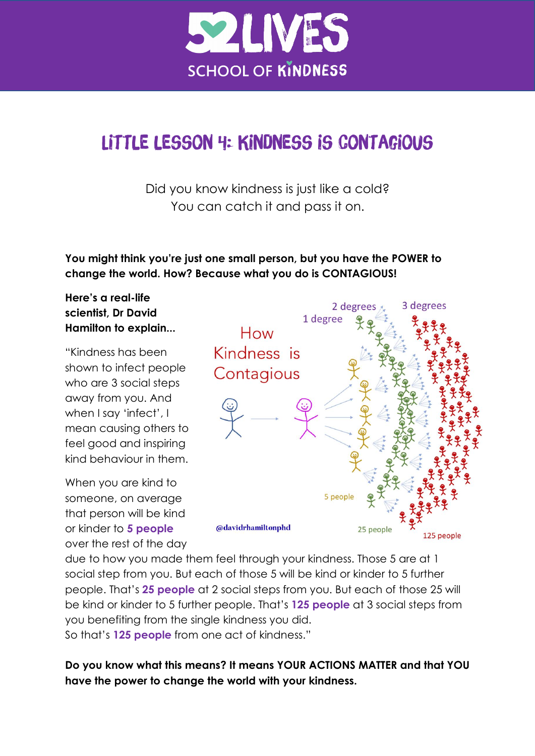# 52LIVES SCHOOL OF KINDNESS

## LITTLE LESSON 4: KINDNESS IS CONTAGIOUS

Did you know kindness is just like a cold?
You can catch it and pass it on.

**You might think you're just one small person, but you have the POWER to change the world. How? Because what you do is CONTAGIOUS!**

**Here's a real-life scientist, Dr David Hamilton to explain...**

"Kindness has been shown to infect people who are 3 social steps away from you. And when I say 'infect', I mean causing others to feel good and inspiring kind behaviour in them.

When you are kind to someone, on average that person will be kind or kinder to **5 people** over the rest of the day due to how you made them feel through your kindness. Those 5 are at 1 social step from you. But each of those 5 will be kind or kinder to 5 further people. That's **25 people** at 2 social steps from you. But each of those 25 will be kind or kinder to 5 further people. That's **125 people** at 3 social steps from you benefiting from the single kindness you did.
So that's **125 people** from one act of kindness."

How Kindness is Contagious

1 degree, 2 degrees, 3 degrees

5 people, 25 people, 125 people

@davidrhamiltonphd

**Do you know what this means? It means YOUR ACTIONS MATTER and that YOU have the power to change the world with your kindness.**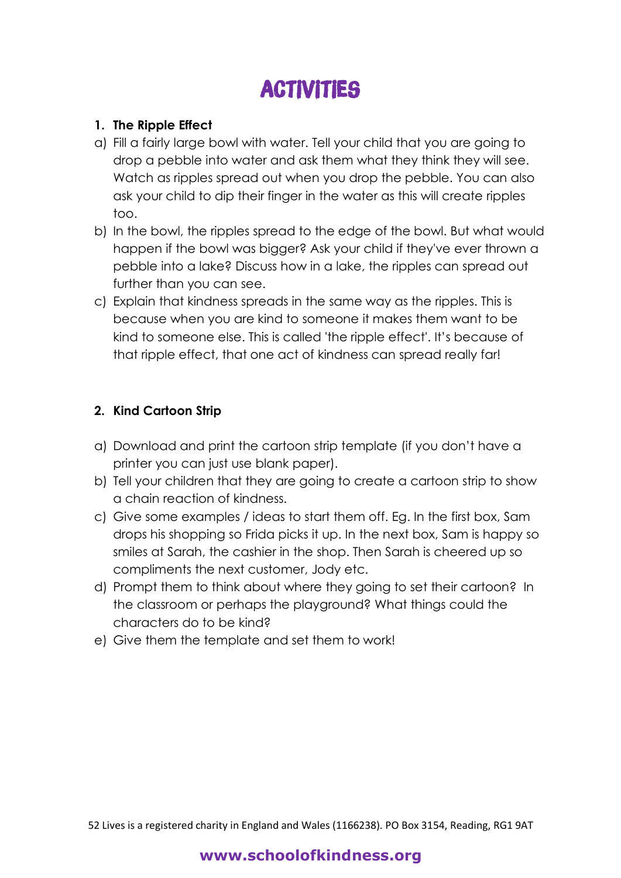# ACTIVITIES

**1. The Ripple Effect**

a) Fill a fairly large bowl with water. Tell your child that you are going to drop a pebble into water and ask them what they think they will see. Watch as ripples spread out when you drop the pebble. You can also ask your child to dip their finger in the water as this will create ripples too.

b) In the bowl, the ripples spread to the edge of the bowl. But what would happen if the bowl was bigger? Ask your child if they've ever thrown a pebble into a lake? Discuss how in a lake, the ripples can spread out further than you can see.

c) Explain that kindness spreads in the same way as the ripples. This is because when you are kind to someone it makes them want to be kind to someone else. This is called 'the ripple effect'. It's because of that ripple effect, that one act of kindness can spread really far!

**2. Kind Cartoon Strip**

a) Download and print the cartoon strip template (if you don't have a printer you can just use blank paper).

b) Tell your children that they are going to create a cartoon strip to show a chain reaction of kindness.

c) Give some examples / ideas to start them off. Eg. In the first box, Sam drops his shopping so Frida picks it up. In the next box, Sam is happy so smiles at Sarah, the cashier in the shop. Then Sarah is cheered up so compliments the next customer, Jody etc.

d) Prompt them to think about where they going to set their cartoon? In the classroom or perhaps the playground? What things could the characters do to be kind?

e) Give them the template and set them to work!

52 Lives is a registered charity in England and Wales (1166238). PO Box 3154, Reading, RG1 9AT

**www.schoolofkindness.org**